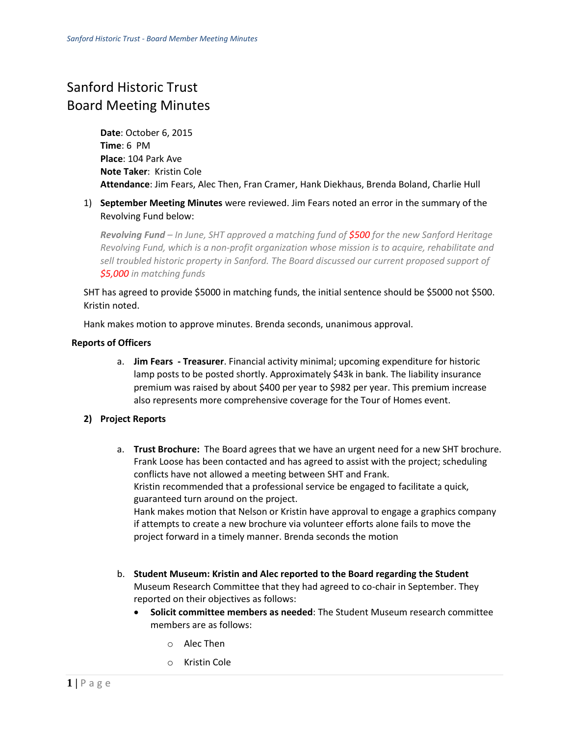# Sanford Historic Trust
# Board Meeting Minutes

**Date**: October 6, 2015
**Time**: 6 PM
**Place**: 104 Park Ave
**Note Taker**: Kristin Cole
**Attendance**: Jim Fears, Alec Then, Fran Cramer, Hank Diekhaus, Brenda Boland, Charlie Hull

1) **September Meeting Minutes** were reviewed. Jim Fears noted an error in the summary of the Revolving Fund below:

   ***Revolving Fund** – In June, SHT approved a matching fund of **$500** for the new Sanford Heritage Revolving Fund, which is a non-profit organization whose mission is to acquire, rehabilitate and sell troubled historic property in Sanford. The Board discussed our current proposed support of **$5,000** in matching funds*

SHT has agreed to provide $5000 in matching funds, the initial sentence should be $5000 not $500. Kristin noted.

Hank makes motion to approve minutes. Brenda seconds, unanimous approval.

**Reports of Officers**

a. **Jim Fears - Treasurer**. Financial activity minimal; upcoming expenditure for historic lamp posts to be posted shortly. Approximately $43k in bank. The liability insurance premium was raised by about $400 per year to $982 per year. This premium increase also represents more comprehensive coverage for the Tour of Homes event.

2) **Project Reports**

a. **Trust Brochure:** The Board agrees that we have an urgent need for a new SHT brochure. Frank Loose has been contacted and has agreed to assist with the project; scheduling conflicts have not allowed a meeting between SHT and Frank.
   Kristin recommended that a professional service be engaged to facilitate a quick, guaranteed turn around on the project.
   Hank makes motion that Nelson or Kristin have approval to engage a graphics company if attempts to create a new brochure via volunteer efforts alone fails to move the project forward in a timely manner. Brenda seconds the motion

b. **Student Museum: Kristin and Alec reported to the Board regarding the Student** Museum Research Committee that they had agreed to co-chair in September. They reported on their objectives as follows:
   - **Solicit committee members as needed**: The Student Museum research committee members are as follows:
     - Alec Then
     - Kristin Cole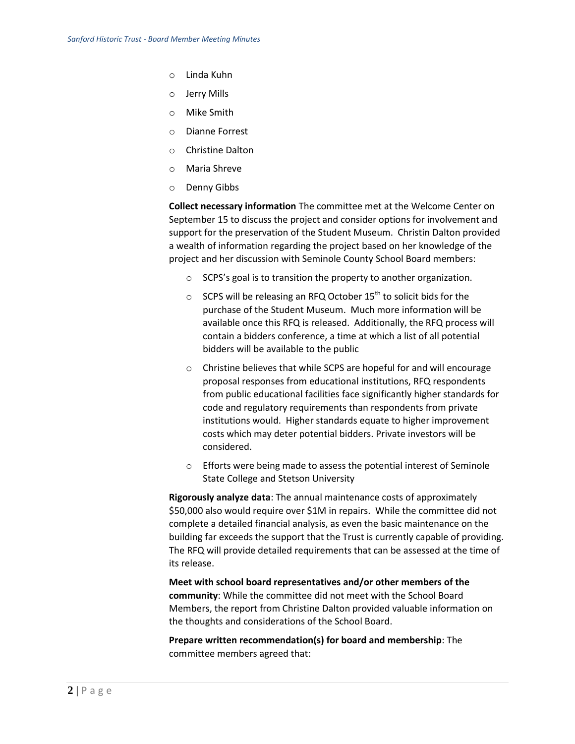- Linda Kuhn
- Jerry Mills
- Mike Smith
- Dianne Forrest
- Christine Dalton
- Maria Shreve
- Denny Gibbs

**Collect necessary information** The committee met at the Welcome Center on September 15 to discuss the project and consider options for involvement and support for the preservation of the Student Museum. Christin Dalton provided a wealth of information regarding the project based on her knowledge of the project and her discussion with Seminole County School Board members:

- SCPS's goal is to transition the property to another organization.
- SCPS will be releasing an RFQ October 15th to solicit bids for the purchase of the Student Museum. Much more information will be available once this RFQ is released. Additionally, the RFQ process will contain a bidders conference, a time at which a list of all potential bidders will be available to the public
- Christine believes that while SCPS are hopeful for and will encourage proposal responses from educational institutions, RFQ respondents from public educational facilities face significantly higher standards for code and regulatory requirements than respondents from private institutions would. Higher standards equate to higher improvement costs which may deter potential bidders. Private investors will be considered.
- Efforts were being made to assess the potential interest of Seminole State College and Stetson University

**Rigorously analyze data**: The annual maintenance costs of approximately $50,000 also would require over $1M in repairs. While the committee did not complete a detailed financial analysis, as even the basic maintenance on the building far exceeds the support that the Trust is currently capable of providing. The RFQ will provide detailed requirements that can be assessed at the time of its release.

**Meet with school board representatives and/or other members of the community**: While the committee did not meet with the School Board Members, the report from Christine Dalton provided valuable information on the thoughts and considerations of the School Board.

**Prepare written recommendation(s) for board and membership**: The committee members agreed that: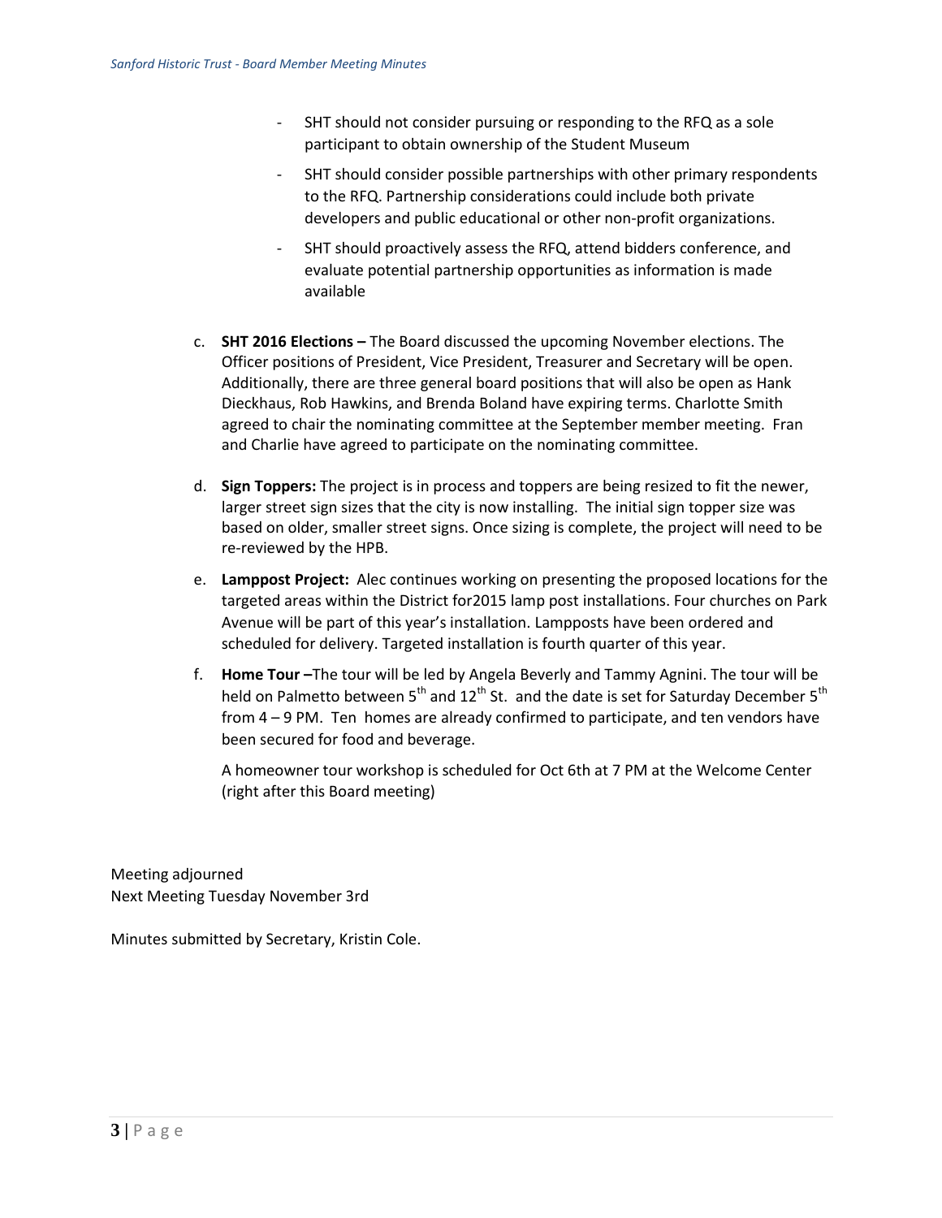- SHT should not consider pursuing or responding to the RFQ as a sole participant to obtain ownership of the Student Museum
- SHT should consider possible partnerships with other primary respondents to the RFQ. Partnership considerations could include both private developers and public educational or other non-profit organizations.
- SHT should proactively assess the RFQ, attend bidders conference, and evaluate potential partnership opportunities as information is made available

c. **SHT 2016 Elections –** The Board discussed the upcoming November elections. The Officer positions of President, Vice President, Treasurer and Secretary will be open. Additionally, there are three general board positions that will also be open as Hank Dieckhaus, Rob Hawkins, and Brenda Boland have expiring terms. Charlotte Smith agreed to chair the nominating committee at the September member meeting. Fran and Charlie have agreed to participate on the nominating committee.

d. **Sign Toppers:** The project is in process and toppers are being resized to fit the newer, larger street sign sizes that the city is now installing. The initial sign topper size was based on older, smaller street signs. Once sizing is complete, the project will need to be re-reviewed by the HPB.

e. **Lamppost Project:** Alec continues working on presenting the proposed locations for the targeted areas within the District for2015 lamp post installations. Four churches on Park Avenue will be part of this year's installation. Lampposts have been ordered and scheduled for delivery. Targeted installation is fourth quarter of this year.

f. **Home Tour –**The tour will be led by Angela Beverly and Tammy Agnini. The tour will be held on Palmetto between 5th and 12th St. and the date is set for Saturday December 5th from 4 – 9 PM. Ten homes are already confirmed to participate, and ten vendors have been secured for food and beverage.

   A homeowner tour workshop is scheduled for Oct 6th at 7 PM at the Welcome Center (right after this Board meeting)

Meeting adjourned
Next Meeting Tuesday November 3rd

Minutes submitted by Secretary, Kristin Cole.